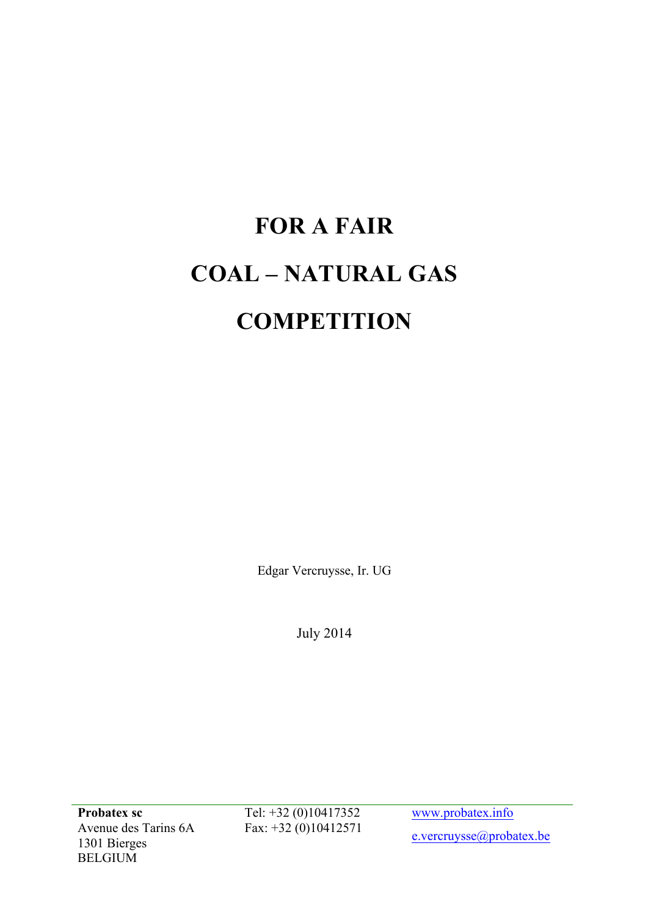# FOR A FAIR

# COAL – NATURAL GAS

# COMPETITION

Edgar Vercruysse, Ir. UG

July 2014

**Probatex sc**
Avenue des Tarins 6A
1301 Bierges
BELGIUM

Tel: +32 (0)10417352
Fax: +32 (0)10412571

www.probatex.info
e.vercruysse@probatex.be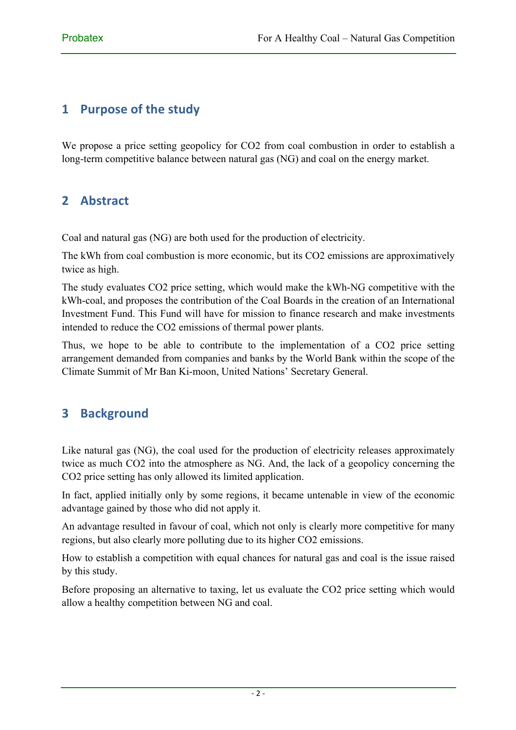## 1 Purpose of the study

We propose a price setting geopolicy for $CO_2$ from coal combustion in order to establish a long-term competitive balance between natural gas (NG) and coal on the energy market.

## 2 Abstract

Coal and natural gas (NG) are both used for the production of electricity.

The kWh from coal combustion is more economic, but its $CO_2$ emissions are approximatively twice as high.

The study evaluates $CO_2$ price setting, which would make the kWh-NG competitive with the kWh-coal, and proposes the contribution of the Coal Boards in the creation of an International Investment Fund. This Fund will have for mission to finance research and make investments intended to reduce the $CO_2$ emissions of thermal power plants.

Thus, we hope to be able to contribute to the implementation of a $CO_2$ price setting arrangement demanded from companies and banks by the World Bank within the scope of the Climate Summit of Mr Ban Ki-moon, United Nations' Secretary General.

## 3 Background

Like natural gas (NG), the coal used for the production of electricity releases approximately twice as much $CO_2$ into the atmosphere as NG. And, the lack of a geopolicy concerning the $CO_2$ price setting has only allowed its limited application.

In fact, applied initially only by some regions, it became untenable in view of the economic advantage gained by those who did not apply it.

An advantage resulted in favour of coal, which not only is clearly more competitive for many regions, but also clearly more polluting due to its higher $CO_2$ emissions.

How to establish a competition with equal chances for natural gas and coal is the issue raised by this study.

Before proposing an alternative to taxing, let us evaluate the $CO_2$ price setting which would allow a healthy competition between NG and coal.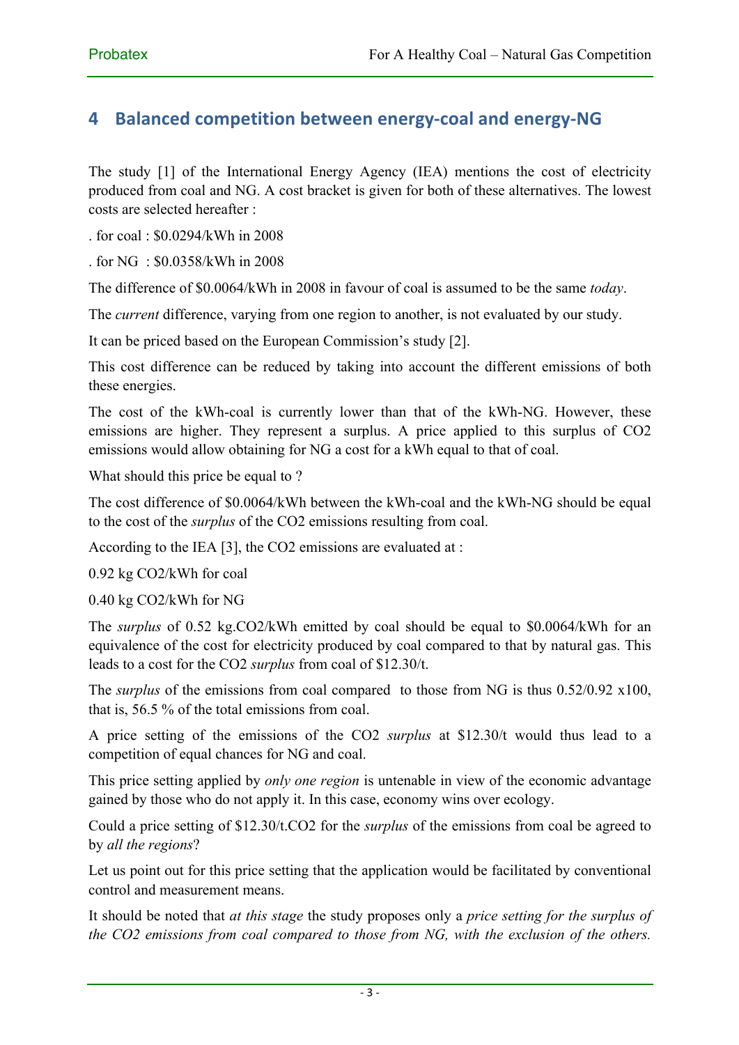## 4 Balanced competition between energy-coal and energy-NG

The study [1] of the International Energy Agency (IEA) mentions the cost of electricity produced from coal and NG. A cost bracket is given for both of these alternatives. The lowest costs are selected hereafter :

. for coal : $0.0294/kWh in 2008

. for NG : $0.0358/kWh in 2008

The difference of $0.0064/kWh in 2008 in favour of coal is assumed to be the same *today*.

The *current* difference, varying from one region to another, is not evaluated by our study.

It can be priced based on the European Commission's study [2].

This cost difference can be reduced by taking into account the different emissions of both these energies.

The cost of the kWh-coal is currently lower than that of the kWh-NG. However, these emissions are higher. They represent a surplus. A price applied to this surplus of $CO_2$ emissions would allow obtaining for NG a cost for a kWh equal to that of coal.

What should this price be equal to ?

The cost difference of $0.0064/kWh between the kWh-coal and the kWh-NG should be equal to the cost of the *surplus* of the $CO_2$ emissions resulting from coal.

According to the IEA [3], the $CO_2$ emissions are evaluated at :

0.92 kg $CO_2$/kWh for coal

0.40 kg $CO_2$/kWh for NG

The *surplus* of 0.52 kg.$CO_2$/kWh emitted by coal should be equal to $0.0064/kWh for an equivalence of the cost for electricity produced by coal compared to that by natural gas. This leads to a cost for the $CO_2$ *surplus* from coal of $12.30/t.

The *surplus* of the emissions from coal compared to those from NG is thus 0.52/0.92 x100, that is, 56.5 % of the total emissions from coal.

A price setting of the emissions of the $CO_2$ *surplus* at $12.30/t would thus lead to a competition of equal chances for NG and coal.

This price setting applied by *only one region* is untenable in view of the economic advantage gained by those who do not apply it. In this case, economy wins over ecology.

Could a price setting of $12.30/t.$CO_2$ for the *surplus* of the emissions from coal be agreed to by *all the regions*?

Let us point out for this price setting that the application would be facilitated by conventional control and measurement means.

It should be noted that *at this stage* the study proposes only a *price setting for the surplus of the $CO_2$ emissions from coal compared to those from NG, with the exclusion of the others.*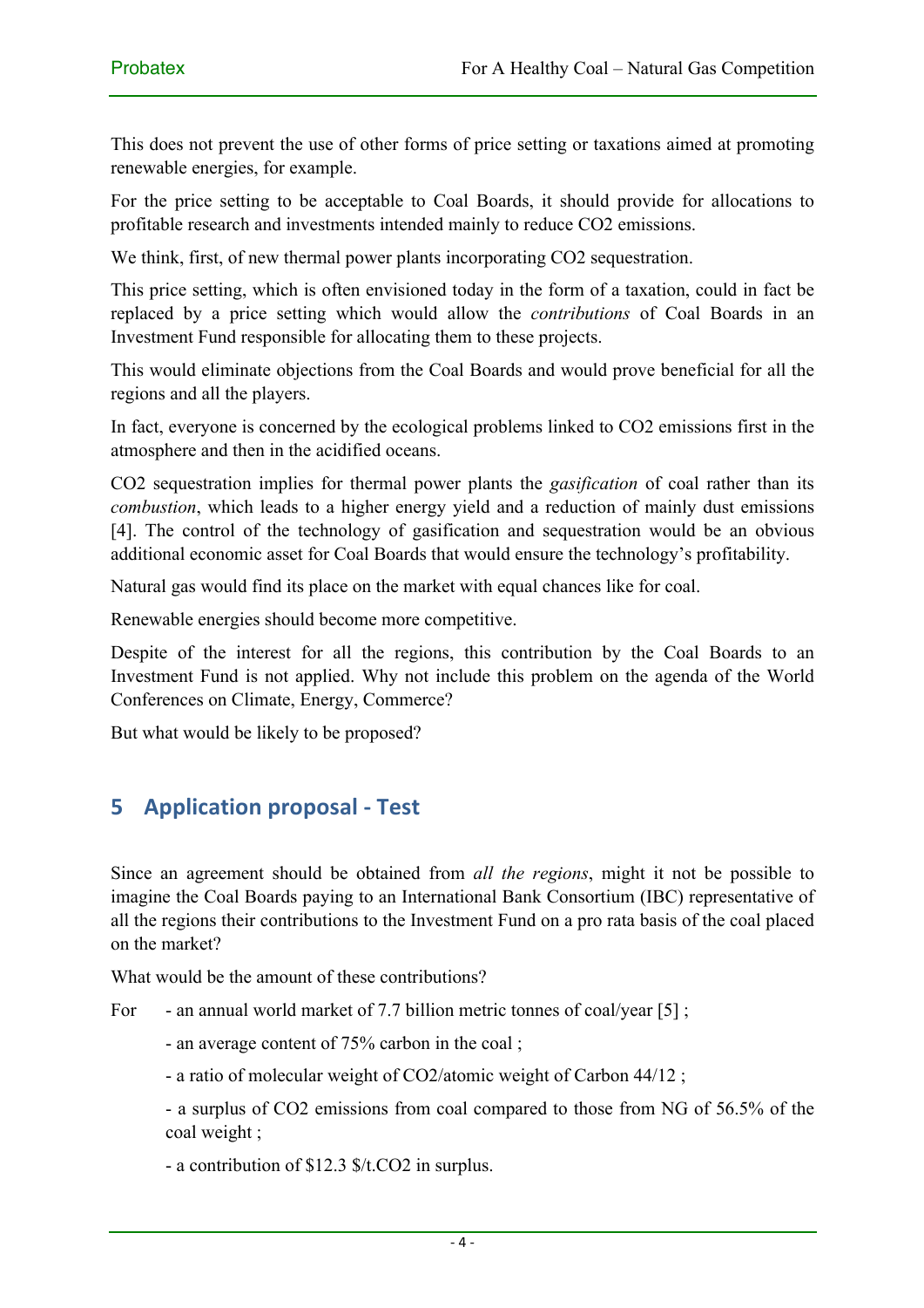This does not prevent the use of other forms of price setting or taxations aimed at promoting renewable energies, for example.

For the price setting to be acceptable to Coal Boards, it should provide for allocations to profitable research and investments intended mainly to reduce $CO_2$ emissions.

We think, first, of new thermal power plants incorporating $CO_2$ sequestration.

This price setting, which is often envisioned today in the form of a taxation, could in fact be replaced by a price setting which would allow the *contributions* of Coal Boards in an Investment Fund responsible for allocating them to these projects.

This would eliminate objections from the Coal Boards and would prove beneficial for all the regions and all the players.

In fact, everyone is concerned by the ecological problems linked to $CO_2$ emissions first in the atmosphere and then in the acidified oceans.

$CO_2$ sequestration implies for thermal power plants the *gasification* of coal rather than its *combustion*, which leads to a higher energy yield and a reduction of mainly dust emissions [4]. The control of the technology of gasification and sequestration would be an obvious additional economic asset for Coal Boards that would ensure the technology's profitability.

Natural gas would find its place on the market with equal chances like for coal.

Renewable energies should become more competitive.

Despite of the interest for all the regions, this contribution by the Coal Boards to an Investment Fund is not applied. Why not include this problem on the agenda of the World Conferences on Climate, Energy, Commerce?

But what would be likely to be proposed?

## 5 Application proposal - Test

Since an agreement should be obtained from *all the regions*, might it not be possible to imagine the Coal Boards paying to an International Bank Consortium (IBC) representative of all the regions their contributions to the Investment Fund on a pro rata basis of the coal placed on the market?

What would be the amount of these contributions?

For
- an annual world market of 7.7 billion metric tonnes of coal/year [5] ;
- an average content of 75% carbon in the coal ;
- a ratio of molecular weight of $CO_2$/atomic weight of Carbon 44/12 ;
- a surplus of $CO_2$ emissions from coal compared to those from NG of 56.5% of the coal weight ;
- a contribution of \$12.3 \$/t.$CO_2$ in surplus.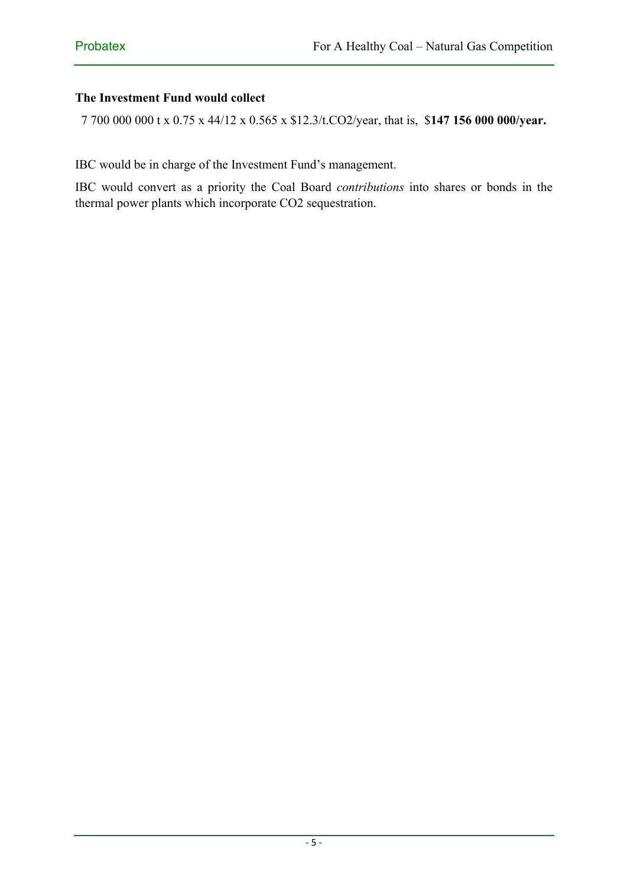**The Investment Fund would collect**

7 700 000 000 t x 0.75 x 44/12 x 0.565 x \$12.3/t.$CO_2$/year, that is, \$**147 156 000 000/year.**

IBC would be in charge of the Investment Fund's management.

IBC would convert as a priority the Coal Board *contributions* into shares or bonds in the thermal power plants which incorporate $CO_2$ sequestration.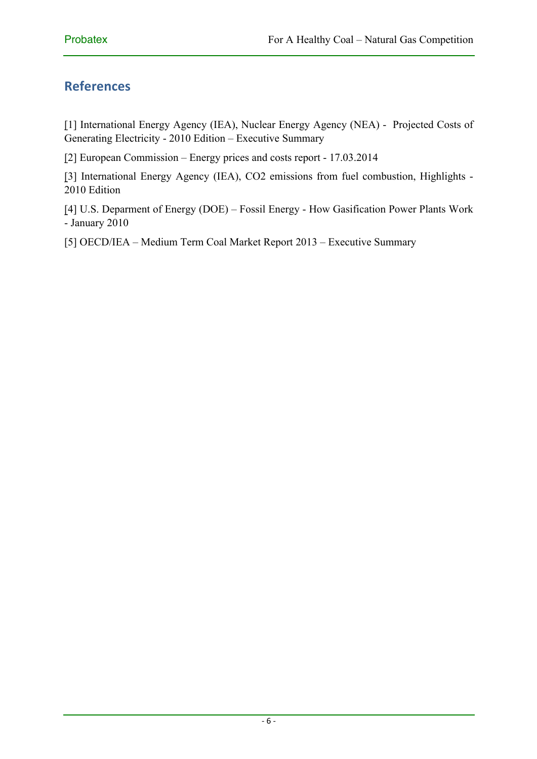## References

[1] International Energy Agency (IEA), Nuclear Energy Agency (NEA) - Projected Costs of Generating Electricity - 2010 Edition – Executive Summary

[2] European Commission – Energy prices and costs report - 17.03.2014

[3] International Energy Agency (IEA), CO2 emissions from fuel combustion, Highlights - 2010 Edition

[4] U.S. Deparment of Energy (DOE) – Fossil Energy - How Gasification Power Plants Work - January 2010

[5] OECD/IEA – Medium Term Coal Market Report 2013 – Executive Summary